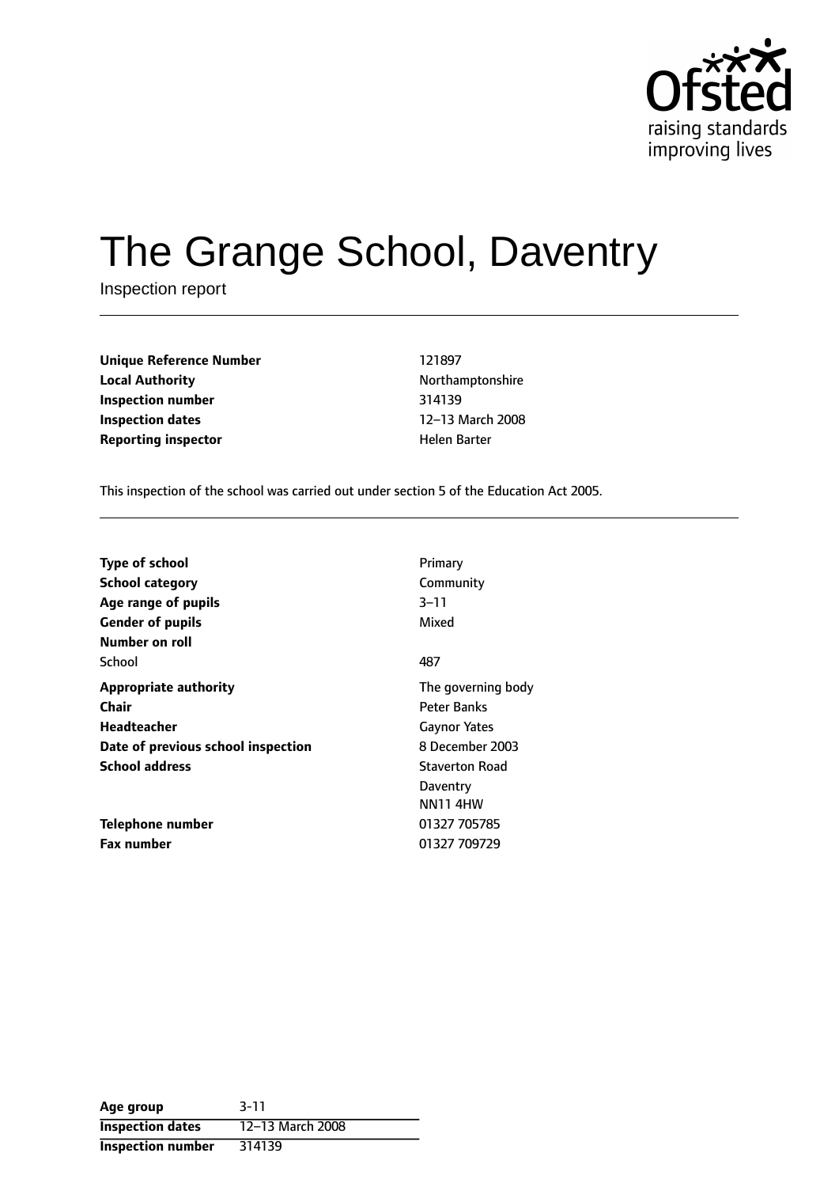# The Grange School, Daventry

Inspection report

| | |
|---|---|
| **Unique Reference Number** | 121897 |
| **Local Authority** | Northamptonshire |
| **Inspection number** | 314139 |
| **Inspection dates** | 12–13 March 2008 |
| **Reporting inspector** | Helen Barter |

This inspection of the school was carried out under section 5 of the Education Act 2005.

| | |
|---|---|
| **Type of school** | Primary |
| **School category** | Community |
| **Age range of pupils** | 3–11 |
| **Gender of pupils** | Mixed |
| **Number on roll** | |
| School | 487 |
| **Appropriate authority** | The governing body |
| **Chair** | Peter Banks |
| **Headteacher** | Gaynor Yates |
| **Date of previous school inspection** | 8 December 2003 |
| **School address** | Staverton Road<br>Daventry<br>NN11 4HW |
| **Telephone number** | 01327 705785 |
| **Fax number** | 01327 709729 |

| | |
|---|---|
| **Age group** | 3-11 |
| **Inspection dates** | 12–13 March 2008 |
| **Inspection number** | 314139 |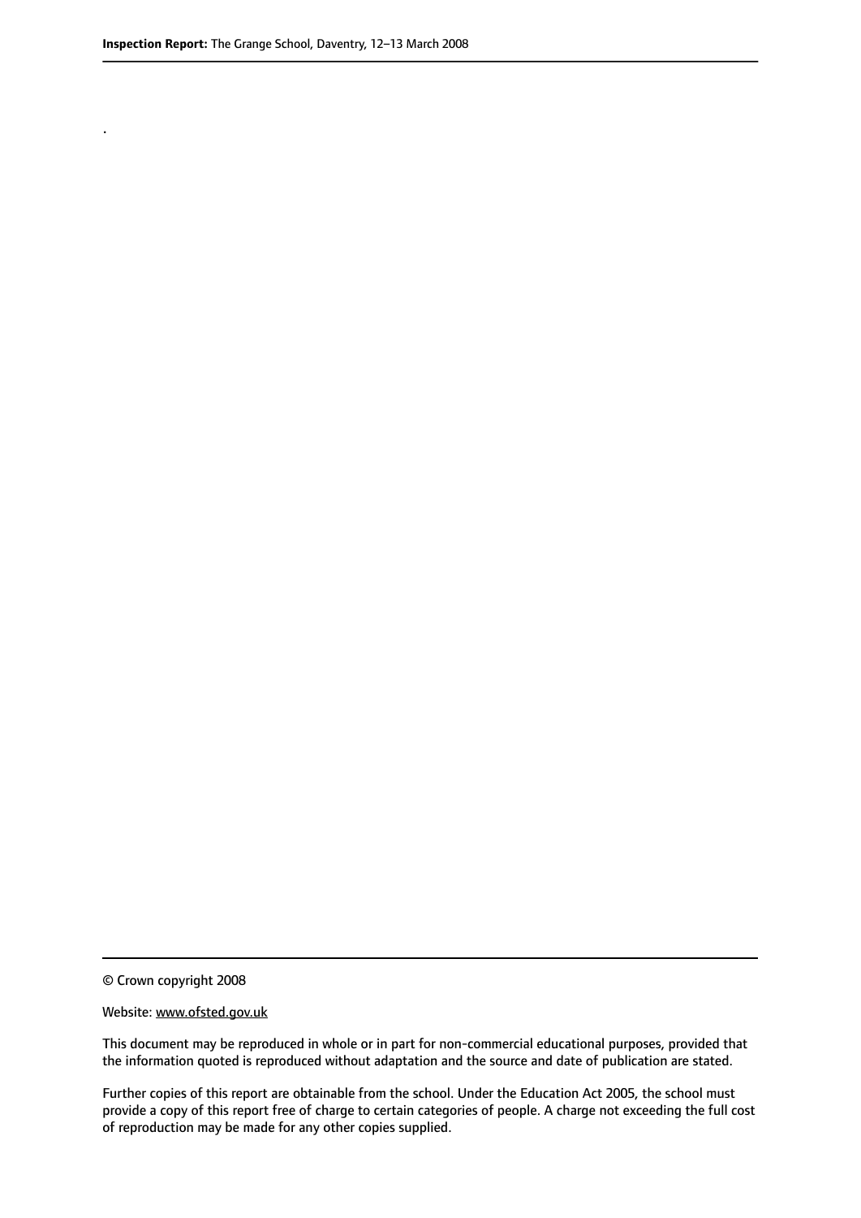.

© Crown copyright 2008

Website: www.ofsted.gov.uk

This document may be reproduced in whole or in part for non-commercial educational purposes, provided that the information quoted is reproduced without adaptation and the source and date of publication are stated.

Further copies of this report are obtainable from the school. Under the Education Act 2005, the school must provide a copy of this report free of charge to certain categories of people. A charge not exceeding the full cost of reproduction may be made for any other copies supplied.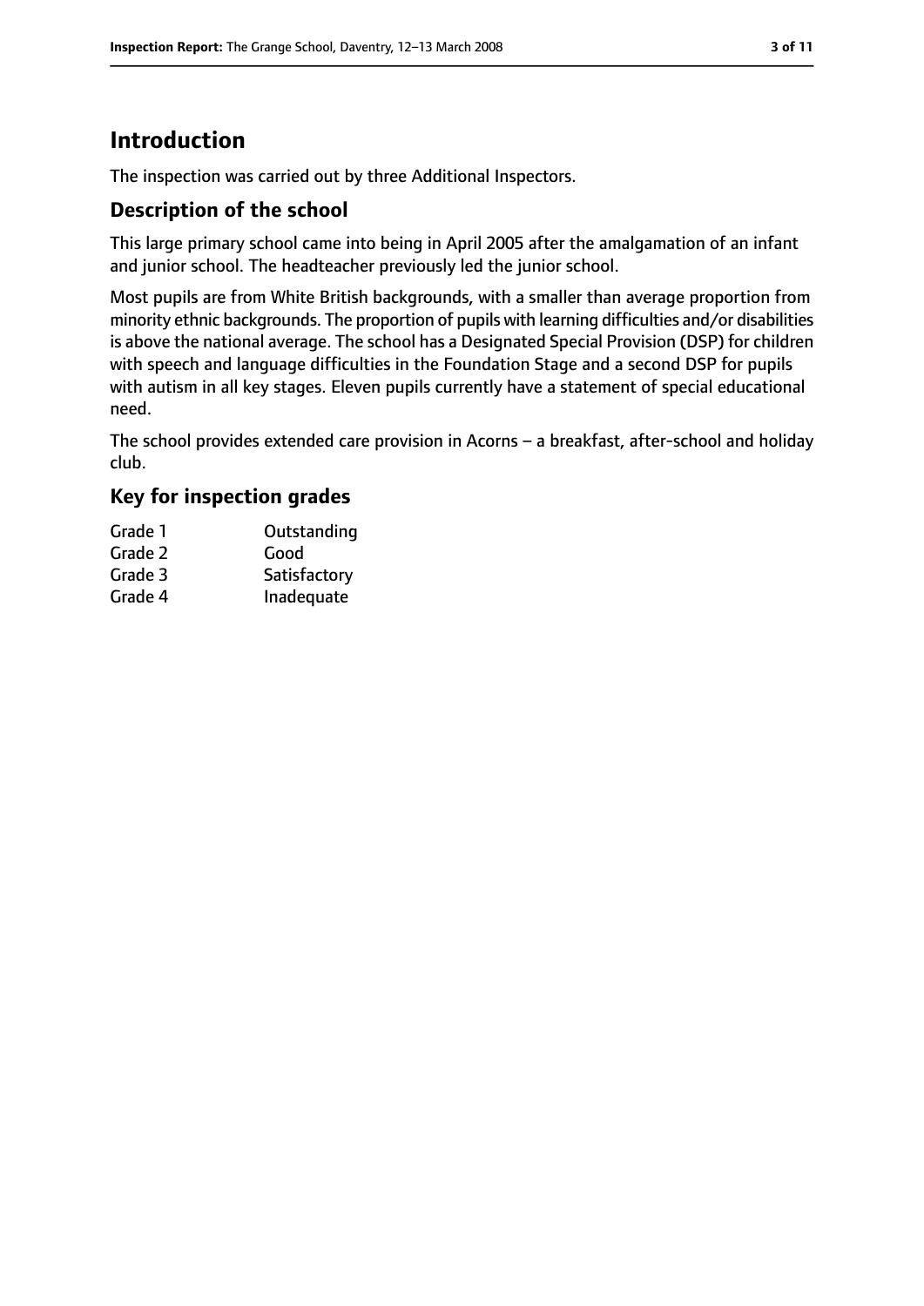# Introduction

The inspection was carried out by three Additional Inspectors.

## Description of the school

This large primary school came into being in April 2005 after the amalgamation of an infant and junior school. The headteacher previously led the junior school.

Most pupils are from White British backgrounds, with a smaller than average proportion from minority ethnic backgrounds. The proportion of pupils with learning difficulties and/or disabilities is above the national average. The school has a Designated Special Provision (DSP) for children with speech and language difficulties in the Foundation Stage and a second DSP for pupils with autism in all key stages. Eleven pupils currently have a statement of special educational need.

The school provides extended care provision in Acorns – a breakfast, after-school and holiday club.

## Key for inspection grades

| | |
|---|---|
| Grade 1 | Outstanding |
| Grade 2 | Good |
| Grade 3 | Satisfactory |
| Grade 4 | Inadequate |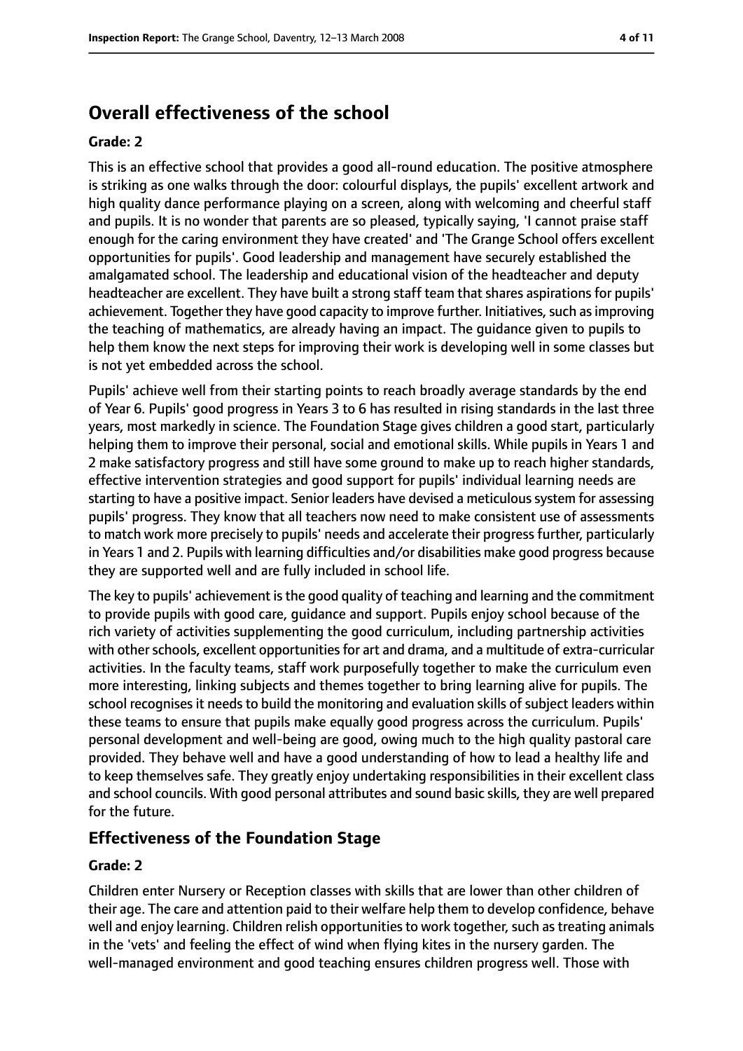## Overall effectiveness of the school

### Grade: 2

This is an effective school that provides a good all-round education. The positive atmosphere is striking as one walks through the door: colourful displays, the pupils' excellent artwork and high quality dance performance playing on a screen, along with welcoming and cheerful staff and pupils. It is no wonder that parents are so pleased, typically saying, 'I cannot praise staff enough for the caring environment they have created' and 'The Grange School offers excellent opportunities for pupils'. Good leadership and management have securely established the amalgamated school. The leadership and educational vision of the headteacher and deputy headteacher are excellent. They have built a strong staff team that shares aspirations for pupils' achievement. Together they have good capacity to improve further. Initiatives, such as improving the teaching of mathematics, are already having an impact. The guidance given to pupils to help them know the next steps for improving their work is developing well in some classes but is not yet embedded across the school.

Pupils' achieve well from their starting points to reach broadly average standards by the end of Year 6. Pupils' good progress in Years 3 to 6 has resulted in rising standards in the last three years, most markedly in science. The Foundation Stage gives children a good start, particularly helping them to improve their personal, social and emotional skills. While pupils in Years 1 and 2 make satisfactory progress and still have some ground to make up to reach higher standards, effective intervention strategies and good support for pupils' individual learning needs are starting to have a positive impact. Senior leaders have devised a meticulous system for assessing pupils' progress. They know that all teachers now need to make consistent use of assessments to match work more precisely to pupils' needs and accelerate their progress further, particularly in Years 1 and 2. Pupils with learning difficulties and/or disabilities make good progress because they are supported well and are fully included in school life.

The key to pupils' achievement is the good quality of teaching and learning and the commitment to provide pupils with good care, guidance and support. Pupils enjoy school because of the rich variety of activities supplementing the good curriculum, including partnership activities with other schools, excellent opportunities for art and drama, and a multitude of extra-curricular activities. In the faculty teams, staff work purposefully together to make the curriculum even more interesting, linking subjects and themes together to bring learning alive for pupils. The school recognises it needs to build the monitoring and evaluation skills of subject leaders within these teams to ensure that pupils make equally good progress across the curriculum. Pupils' personal development and well-being are good, owing much to the high quality pastoral care provided. They behave well and have a good understanding of how to lead a healthy life and to keep themselves safe. They greatly enjoy undertaking responsibilities in their excellent class and school councils. With good personal attributes and sound basic skills, they are well prepared for the future.

## Effectiveness of the Foundation Stage

### Grade: 2

Children enter Nursery or Reception classes with skills that are lower than other children of their age. The care and attention paid to their welfare help them to develop confidence, behave well and enjoy learning. Children relish opportunities to work together, such as treating animals in the 'vets' and feeling the effect of wind when flying kites in the nursery garden. The well-managed environment and good teaching ensures children progress well. Those with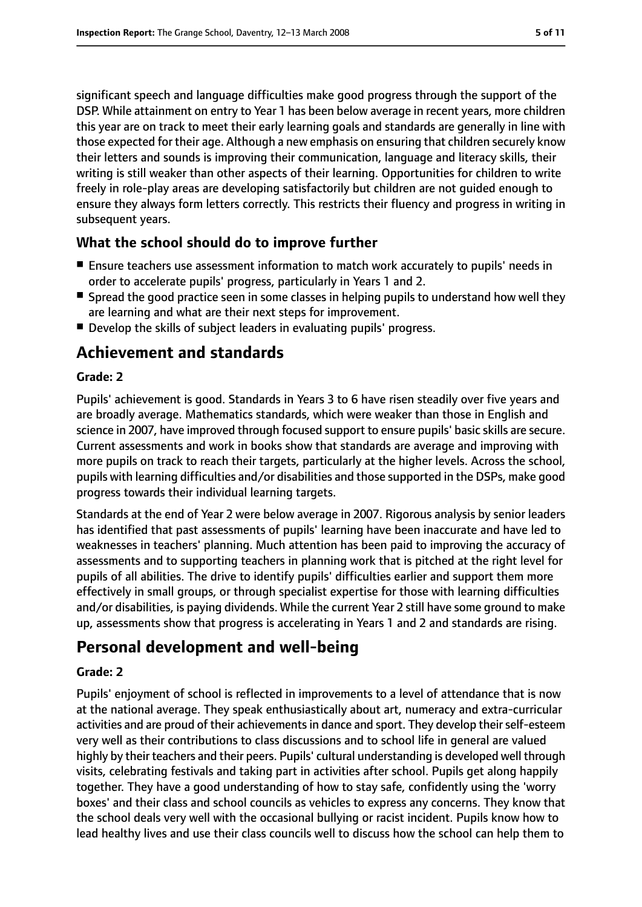significant speech and language difficulties make good progress through the support of the DSP. While attainment on entry to Year 1 has been below average in recent years, more children this year are on track to meet their early learning goals and standards are generally in line with those expected for their age. Although a new emphasis on ensuring that children securely know their letters and sounds is improving their communication, language and literacy skills, their writing is still weaker than other aspects of their learning. Opportunities for children to write freely in role-play areas are developing satisfactorily but children are not guided enough to ensure they always form letters correctly. This restricts their fluency and progress in writing in subsequent years.

### What the school should do to improve further

- Ensure teachers use assessment information to match work accurately to pupils' needs in order to accelerate pupils' progress, particularly in Years 1 and 2.
- Spread the good practice seen in some classes in helping pupils to understand how well they are learning and what are their next steps for improvement.
- Develop the skills of subject leaders in evaluating pupils' progress.

## Achievement and standards

**Grade: 2**

Pupils' achievement is good. Standards in Years 3 to 6 have risen steadily over five years and are broadly average. Mathematics standards, which were weaker than those in English and science in 2007, have improved through focused support to ensure pupils' basic skills are secure. Current assessments and work in books show that standards are average and improving with more pupils on track to reach their targets, particularly at the higher levels. Across the school, pupils with learning difficulties and/or disabilities and those supported in the DSPs, make good progress towards their individual learning targets.

Standards at the end of Year 2 were below average in 2007. Rigorous analysis by senior leaders has identified that past assessments of pupils' learning have been inaccurate and have led to weaknesses in teachers' planning. Much attention has been paid to improving the accuracy of assessments and to supporting teachers in planning work that is pitched at the right level for pupils of all abilities. The drive to identify pupils' difficulties earlier and support them more effectively in small groups, or through specialist expertise for those with learning difficulties and/or disabilities, is paying dividends. While the current Year 2 still have some ground to make up, assessments show that progress is accelerating in Years 1 and 2 and standards are rising.

## Personal development and well-being

**Grade: 2**

Pupils' enjoyment of school is reflected in improvements to a level of attendance that is now at the national average. They speak enthusiastically about art, numeracy and extra-curricular activities and are proud of their achievements in dance and sport. They develop their self-esteem very well as their contributions to class discussions and to school life in general are valued highly by their teachers and their peers. Pupils' cultural understanding is developed well through visits, celebrating festivals and taking part in activities after school. Pupils get along happily together. They have a good understanding of how to stay safe, confidently using the 'worry boxes' and their class and school councils as vehicles to express any concerns. They know that the school deals very well with the occasional bullying or racist incident. Pupils know how to lead healthy lives and use their class councils well to discuss how the school can help them to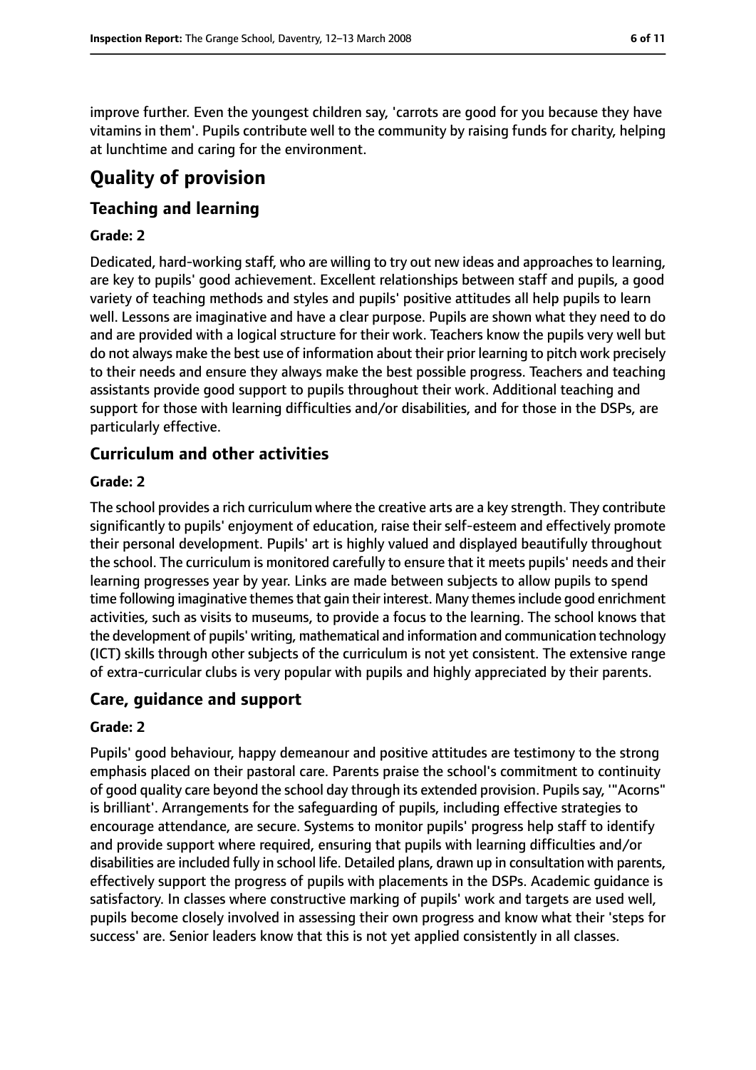improve further. Even the youngest children say, 'carrots are good for you because they have vitamins in them'. Pupils contribute well to the community by raising funds for charity, helping at lunchtime and caring for the environment.

# Quality of provision

## Teaching and learning

### Grade: 2

Dedicated, hard-working staff, who are willing to try out new ideas and approaches to learning, are key to pupils' good achievement. Excellent relationships between staff and pupils, a good variety of teaching methods and styles and pupils' positive attitudes all help pupils to learn well. Lessons are imaginative and have a clear purpose. Pupils are shown what they need to do and are provided with a logical structure for their work. Teachers know the pupils very well but do not always make the best use of information about their prior learning to pitch work precisely to their needs and ensure they always make the best possible progress. Teachers and teaching assistants provide good support to pupils throughout their work. Additional teaching and support for those with learning difficulties and/or disabilities, and for those in the DSPs, are particularly effective.

## Curriculum and other activities

### Grade: 2

The school provides a rich curriculum where the creative arts are a key strength. They contribute significantly to pupils' enjoyment of education, raise their self-esteem and effectively promote their personal development. Pupils' art is highly valued and displayed beautifully throughout the school. The curriculum is monitored carefully to ensure that it meets pupils' needs and their learning progresses year by year. Links are made between subjects to allow pupils to spend time following imaginative themes that gain their interest. Many themes include good enrichment activities, such as visits to museums, to provide a focus to the learning. The school knows that the development of pupils' writing, mathematical and information and communication technology (ICT) skills through other subjects of the curriculum is not yet consistent. The extensive range of extra-curricular clubs is very popular with pupils and highly appreciated by their parents.

## Care, guidance and support

### Grade: 2

Pupils' good behaviour, happy demeanour and positive attitudes are testimony to the strong emphasis placed on their pastoral care. Parents praise the school's commitment to continuity of good quality care beyond the school day through its extended provision. Pupils say, '"Acorns" is brilliant'. Arrangements for the safeguarding of pupils, including effective strategies to encourage attendance, are secure. Systems to monitor pupils' progress help staff to identify and provide support where required, ensuring that pupils with learning difficulties and/or disabilities are included fully in school life. Detailed plans, drawn up in consultation with parents, effectively support the progress of pupils with placements in the DSPs. Academic guidance is satisfactory. In classes where constructive marking of pupils' work and targets are used well, pupils become closely involved in assessing their own progress and know what their 'steps for success' are. Senior leaders know that this is not yet applied consistently in all classes.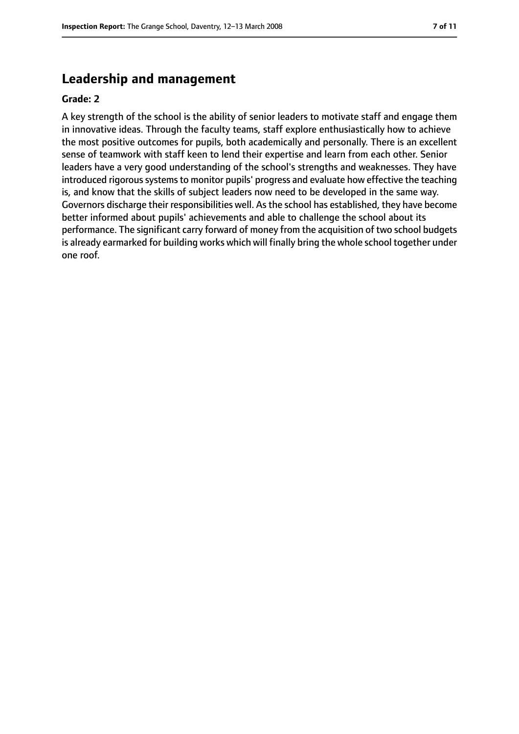## Leadership and management

**Grade: 2**

A key strength of the school is the ability of senior leaders to motivate staff and engage them in innovative ideas. Through the faculty teams, staff explore enthusiastically how to achieve the most positive outcomes for pupils, both academically and personally. There is an excellent sense of teamwork with staff keen to lend their expertise and learn from each other. Senior leaders have a very good understanding of the school's strengths and weaknesses. They have introduced rigorous systems to monitor pupils' progress and evaluate how effective the teaching is, and know that the skills of subject leaders now need to be developed in the same way. Governors discharge their responsibilities well. As the school has established, they have become better informed about pupils' achievements and able to challenge the school about its performance. The significant carry forward of money from the acquisition of two school budgets is already earmarked for building works which will finally bring the whole school together under one roof.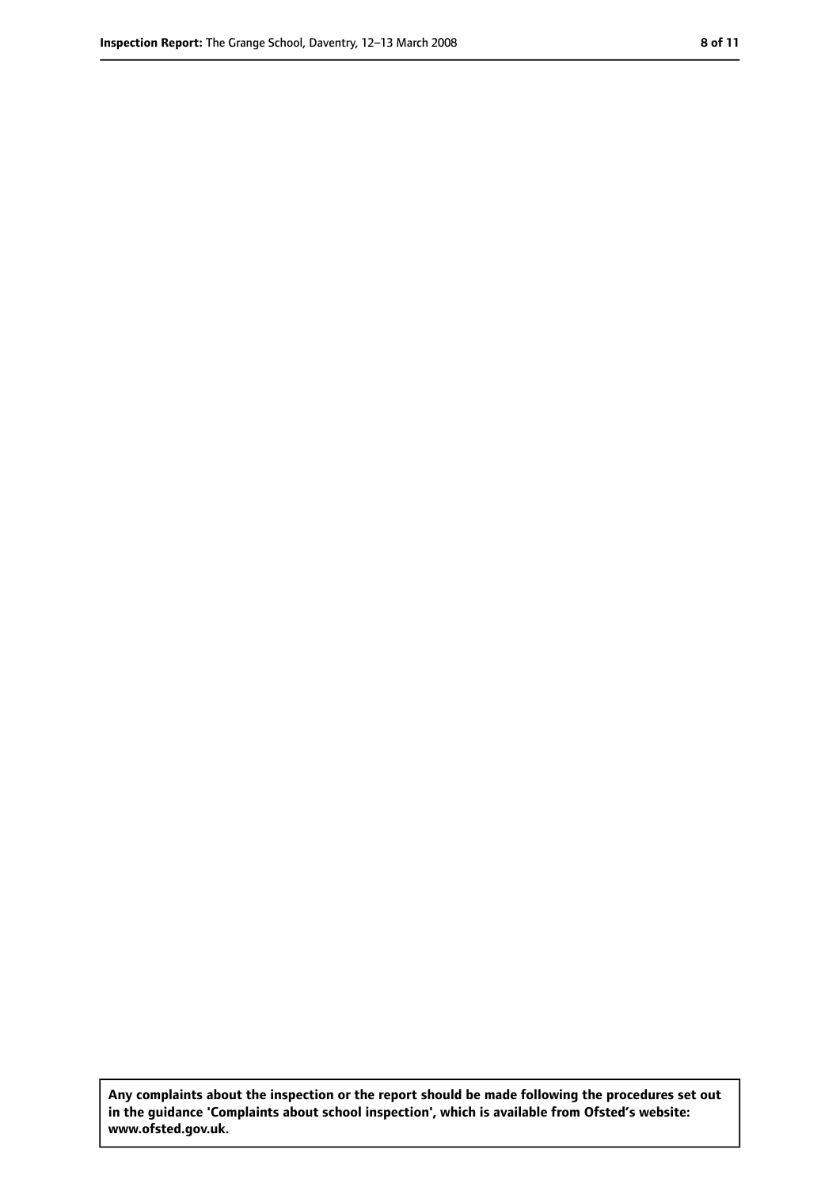**Any complaints about the inspection or the report should be made following the procedures set out in the guidance 'Complaints about school inspection', which is available from Ofsted's website: www.ofsted.gov.uk.**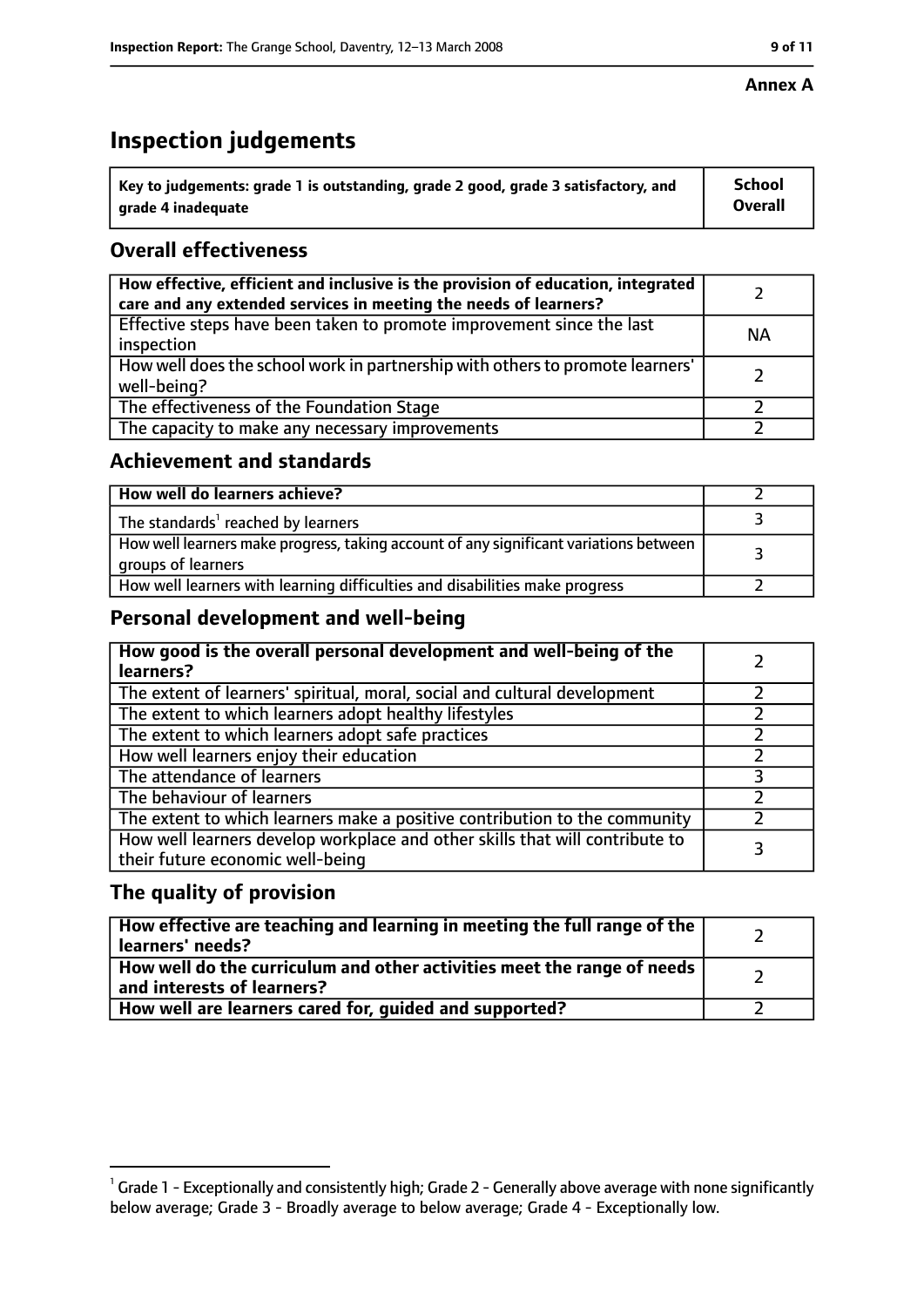**Annex A**

# Inspection judgements

| Key to judgements: grade 1 is outstanding, grade 2 good, grade 3 satisfactory, and grade 4 inadequate | School Overall |
|---|---|

## Overall effectiveness

| | |
|---|---|
| How effective, efficient and inclusive is the provision of education, integrated care and any extended services in meeting the needs of learners? | 2 |
| Effective steps have been taken to promote improvement since the last inspection | NA |
| How well does the school work in partnership with others to promote learners' well-being? | 2 |
| The effectiveness of the Foundation Stage | 2 |
| The capacity to make any necessary improvements | 2 |

## Achievement and standards

| | |
|---|---|
| How well do learners achieve? | 2 |
| The standards[1] reached by learners | 3 |
| How well learners make progress, taking account of any significant variations between groups of learners | 3 |
| How well learners with learning difficulties and disabilities make progress | 2 |

## Personal development and well-being

| | |
|---|---|
| How good is the overall personal development and well-being of the learners? | 2 |
| The extent of learners' spiritual, moral, social and cultural development | 2 |
| The extent to which learners adopt healthy lifestyles | 2 |
| The extent to which learners adopt safe practices | 2 |
| How well learners enjoy their education | 2 |
| The attendance of learners | 3 |
| The behaviour of learners | 2 |
| The extent to which learners make a positive contribution to the community | 2 |
| How well learners develop workplace and other skills that will contribute to their future economic well-being | 3 |

## The quality of provision

| | |
|---|---|
| How effective are teaching and learning in meeting the full range of the learners' needs? | 2 |
| How well do the curriculum and other activities meet the range of needs and interests of learners? | 2 |
| How well are learners cared for, guided and supported? | 2 |

[1] Grade 1 - Exceptionally and consistently high; Grade 2 - Generally above average with none significantly below average; Grade 3 - Broadly average to below average; Grade 4 - Exceptionally low.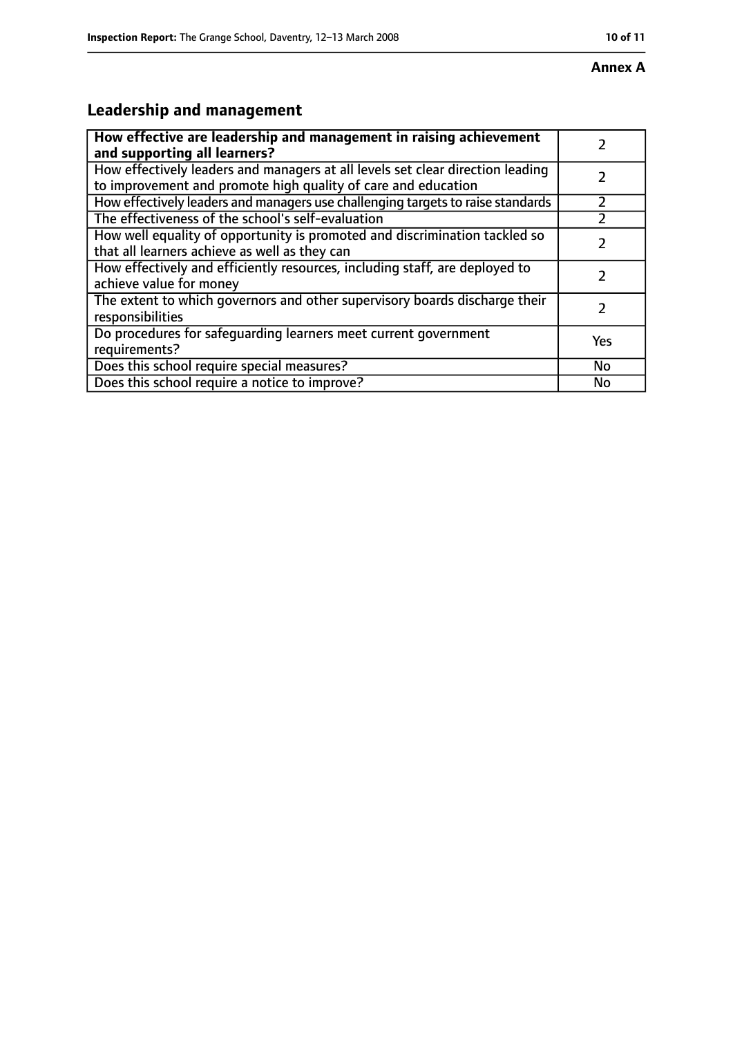**Annex A**

## Leadership and management

| **How effective are leadership and management in raising achievement and supporting all learners?** | 2 |
|---|---|
| How effectively leaders and managers at all levels set clear direction leading to improvement and promote high quality of care and education | 2 |
| How effectively leaders and managers use challenging targets to raise standards | 2 |
| The effectiveness of the school's self-evaluation | 2 |
| How well equality of opportunity is promoted and discrimination tackled so that all learners achieve as well as they can | 2 |
| How effectively and efficiently resources, including staff, are deployed to achieve value for money | 2 |
| The extent to which governors and other supervisory boards discharge their responsibilities | 2 |
| Do procedures for safeguarding learners meet current government requirements? | Yes |
| Does this school require special measures? | No |
| Does this school require a notice to improve? | No |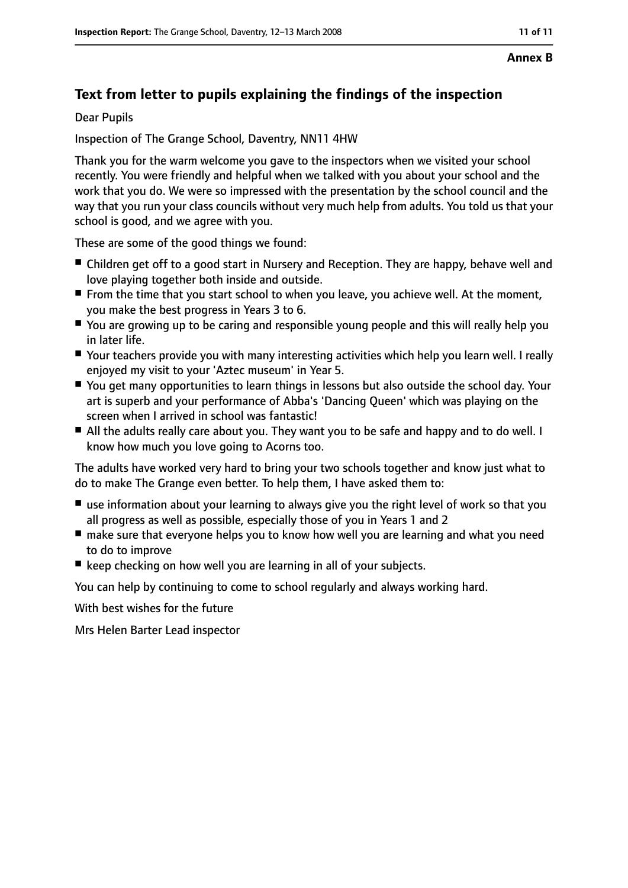**Annex B**

## Text from letter to pupils explaining the findings of the inspection

Dear Pupils

Inspection of The Grange School, Daventry, NN11 4HW

Thank you for the warm welcome you gave to the inspectors when we visited your school recently. You were friendly and helpful when we talked with you about your school and the work that you do. We were so impressed with the presentation by the school council and the way that you run your class councils without very much help from adults. You told us that your school is good, and we agree with you.

These are some of the good things we found:

- Children get off to a good start in Nursery and Reception. They are happy, behave well and love playing together both inside and outside.
- From the time that you start school to when you leave, you achieve well. At the moment, you make the best progress in Years 3 to 6.
- You are growing up to be caring and responsible young people and this will really help you in later life.
- Your teachers provide you with many interesting activities which help you learn well. I really enjoyed my visit to your 'Aztec museum' in Year 5.
- You get many opportunities to learn things in lessons but also outside the school day. Your art is superb and your performance of Abba's 'Dancing Queen' which was playing on the screen when I arrived in school was fantastic!
- All the adults really care about you. They want you to be safe and happy and to do well. I know how much you love going to Acorns too.

The adults have worked very hard to bring your two schools together and know just what to do to make The Grange even better. To help them, I have asked them to:

- use information about your learning to always give you the right level of work so that you all progress as well as possible, especially those of you in Years 1 and 2
- make sure that everyone helps you to know how well you are learning and what you need to do to improve
- keep checking on how well you are learning in all of your subjects.

You can help by continuing to come to school regularly and always working hard.

With best wishes for the future

Mrs Helen Barter Lead inspector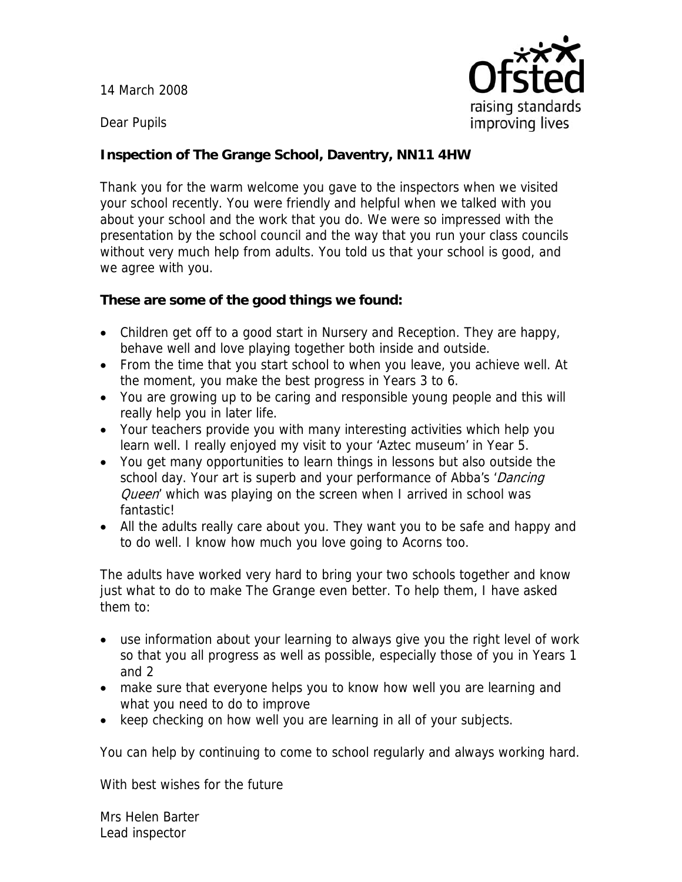14 March 2008

Dear Pupils

**Inspection of The Grange School, Daventry, NN11 4HW**

Thank you for the warm welcome you gave to the inspectors when we visited your school recently. You were friendly and helpful when we talked with you about your school and the work that you do. We were so impressed with the presentation by the school council and the way that you run your class councils without very much help from adults. You told us that your school is good, and we agree with you.

**These are some of the good things we found:**

- Children get off to a good start in Nursery and Reception. They are happy, behave well and love playing together both inside and outside.
- From the time that you start school to when you leave, you achieve well. At the moment, you make the best progress in Years 3 to 6.
- You are growing up to be caring and responsible young people and this will really help you in later life.
- Your teachers provide you with many interesting activities which help you learn well. I really enjoyed my visit to your 'Aztec museum' in Year 5.
- You get many opportunities to learn things in lessons but also outside the school day. Your art is superb and your performance of Abba's '*Dancing Queen*' which was playing on the screen when I arrived in school was fantastic!
- All the adults really care about you. They want you to be safe and happy and to do well. I know how much you love going to Acorns too.

The adults have worked very hard to bring your two schools together and know just what to do to make The Grange even better. To help them, I have asked them to:

- use information about your learning to always give you the right level of work so that you all progress as well as possible, especially those of you in Years 1 and 2
- make sure that everyone helps you to know how well you are learning and what you need to do to improve
- keep checking on how well you are learning in all of your subjects.

You can help by continuing to come to school regularly and always working hard.

With best wishes for the future

Mrs Helen Barter
Lead inspector